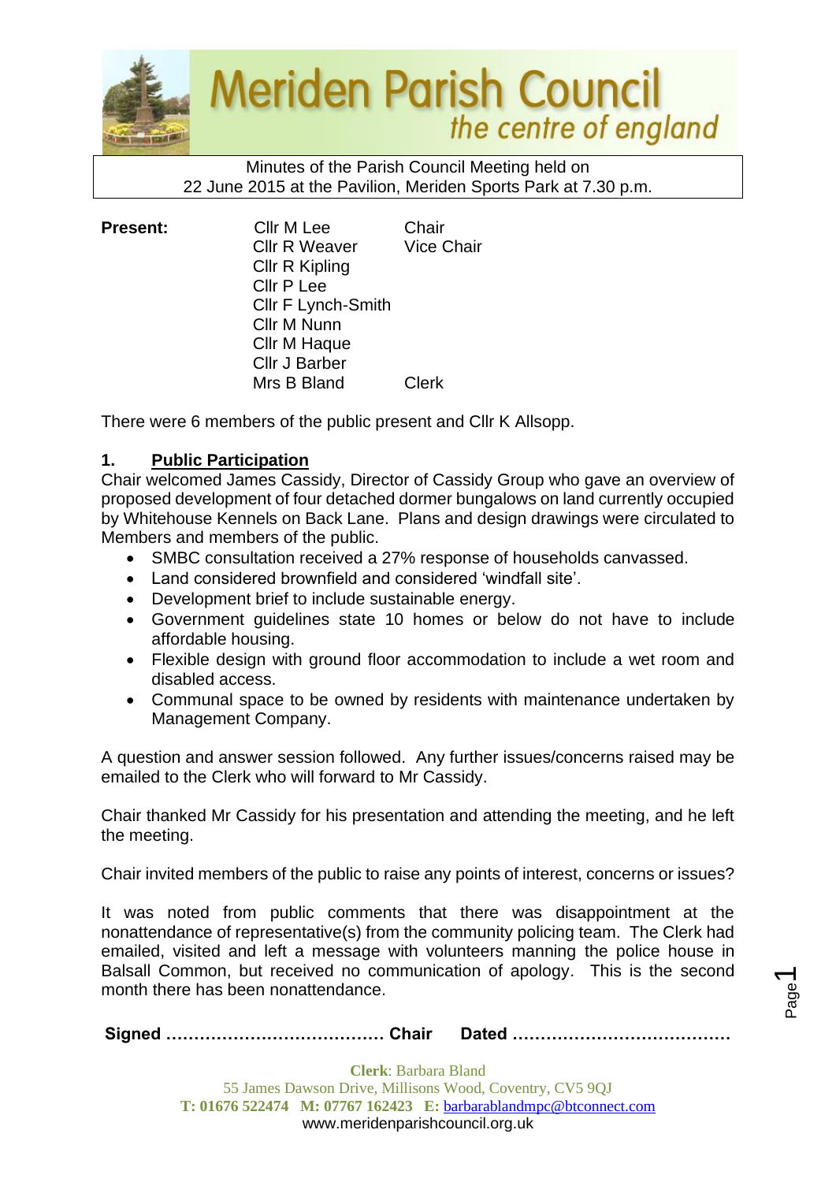# Meriden Parish Council

*the centre of england*

Minutes of the Parish Council Meeting held on
22 June 2015 at the Pavilion, Meriden Sports Park at 7.30 p.m.

| **Present:** | Cllr M Lee | Chair |
|---|---|---|
| | Cllr R Weaver | Vice Chair |
| | Cllr R Kipling | |
| | Cllr P Lee | |
| | Cllr F Lynch-Smith | |
| | Cllr M Nunn | |
| | Cllr M Haque | |
| | Cllr J Barber | |
| | Mrs B Bland | Clerk |

There were 6 members of the public present and Cllr K Allsopp.

## 1. Public Participation

Chair welcomed James Cassidy, Director of Cassidy Group who gave an overview of proposed development of four detached dormer bungalows on land currently occupied by Whitehouse Kennels on Back Lane. Plans and design drawings were circulated to Members and members of the public.

- SMBC consultation received a 27% response of households canvassed.
- Land considered brownfield and considered 'windfall site'.
- Development brief to include sustainable energy.
- Government guidelines state 10 homes or below do not have to include affordable housing.
- Flexible design with ground floor accommodation to include a wet room and disabled access.
- Communal space to be owned by residents with maintenance undertaken by Management Company.

A question and answer session followed. Any further issues/concerns raised may be emailed to the Clerk who will forward to Mr Cassidy.

Chair thanked Mr Cassidy for his presentation and attending the meeting, and he left the meeting.

Chair invited members of the public to raise any points of interest, concerns or issues?

It was noted from public comments that there was disappointment at the nonattendance of representative(s) from the community policing team. The Clerk had emailed, visited and left a message with volunteers manning the police house in Balsall Common, but received no communication of apology. This is the second month there has been nonattendance.

**Signed ………………………………… Chair  Dated …………………………………**

**Clerk**: Barbara Bland
55 James Dawson Drive, Millisons Wood, Coventry, CV5 9QJ
**T: 01676 522474 M: 07767 162423 E:** barbarablandmpc@btconnect.com
www.meridenparishcouncil.org.uk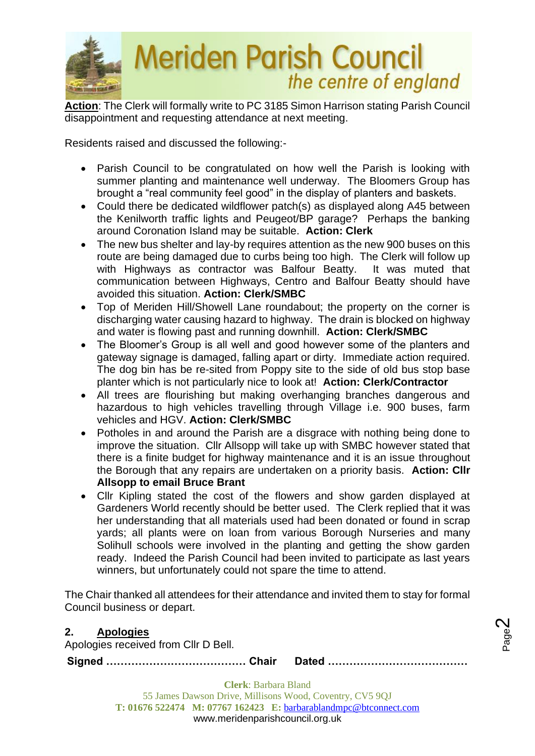**Action**: The Clerk will formally write to PC 3185 Simon Harrison stating Parish Council disappointment and requesting attendance at next meeting.

Residents raised and discussed the following:-

- Parish Council to be congratulated on how well the Parish is looking with summer planting and maintenance well underway. The Bloomers Group has brought a "real community feel good" in the display of planters and baskets.
- Could there be dedicated wildflower patch(s) as displayed along A45 between the Kenilworth traffic lights and Peugeot/BP garage? Perhaps the banking around Coronation Island may be suitable. **Action: Clerk**
- The new bus shelter and lay-by requires attention as the new 900 buses on this route are being damaged due to curbs being too high. The Clerk will follow up with Highways as contractor was Balfour Beatty. It was muted that communication between Highways, Centro and Balfour Beatty should have avoided this situation. **Action: Clerk/SMBC**
- Top of Meriden Hill/Showell Lane roundabout; the property on the corner is discharging water causing hazard to highway. The drain is blocked on highway and water is flowing past and running downhill. **Action: Clerk/SMBC**
- The Bloomer's Group is all well and good however some of the planters and gateway signage is damaged, falling apart or dirty. Immediate action required. The dog bin has be re-sited from Poppy site to the side of old bus stop base planter which is not particularly nice to look at! **Action: Clerk/Contractor**
- All trees are flourishing but making overhanging branches dangerous and hazardous to high vehicles travelling through Village i.e. 900 buses, farm vehicles and HGV. **Action: Clerk/SMBC**
- Potholes in and around the Parish are a disgrace with nothing being done to improve the situation. Cllr Allsopp will take up with SMBC however stated that there is a finite budget for highway maintenance and it is an issue throughout the Borough that any repairs are undertaken on a priority basis. **Action: Cllr Allsopp to email Bruce Brant**
- Cllr Kipling stated the cost of the flowers and show garden displayed at Gardeners World recently should be better used. The Clerk replied that it was her understanding that all materials used had been donated or found in scrap yards; all plants were on loan from various Borough Nurseries and many Solihull schools were involved in the planting and getting the show garden ready. Indeed the Parish Council had been invited to participate as last years winners, but unfortunately could not spare the time to attend.

The Chair thanked all attendees for their attendance and invited them to stay for formal Council business or depart.

## 2. Apologies

Apologies received from Cllr D Bell.

**Signed ………………………………… Chair Dated …………………………………**

**Clerk**: Barbara Bland
55 James Dawson Drive, Millisons Wood, Coventry, CV5 9QJ
**T:** 01676 522474 **M:** 07767 162423 **E:** barbarablandmpc@btconnect.com
www.meridenparishcouncil.org.uk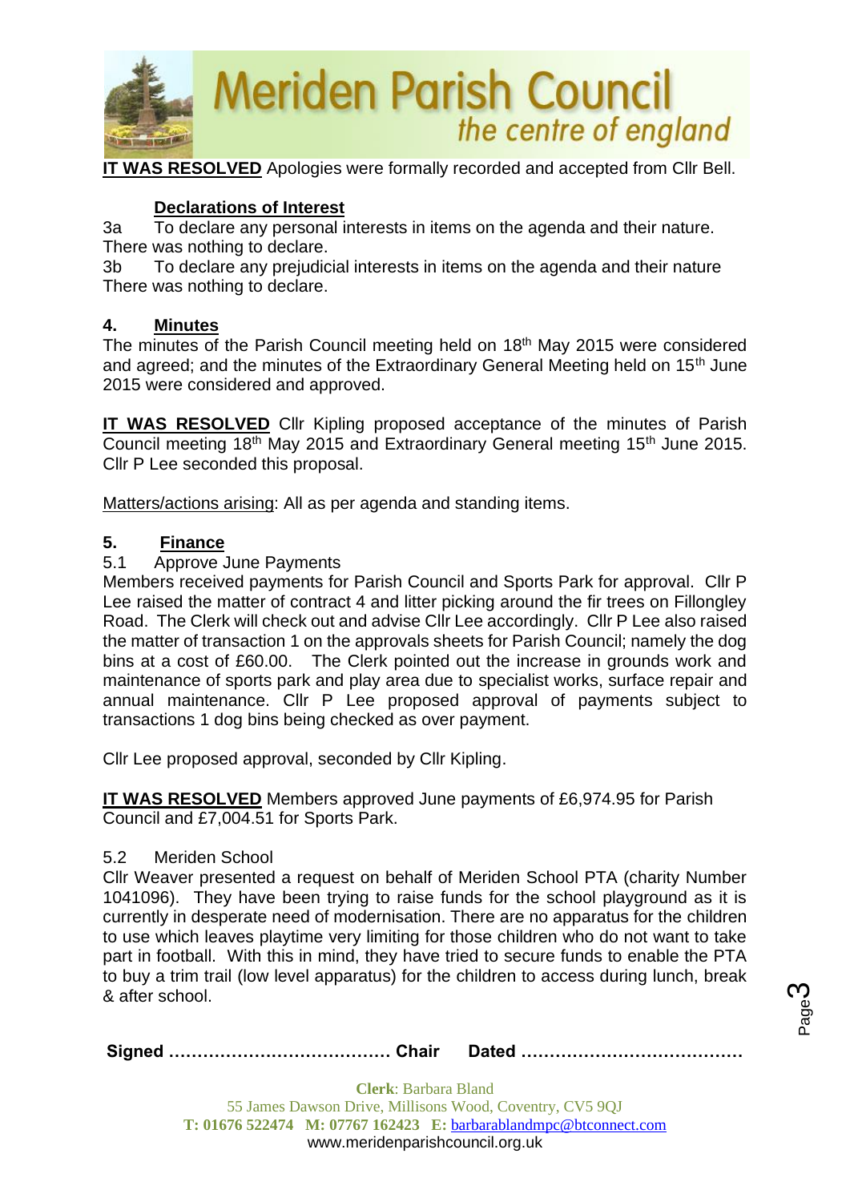**IT WAS RESOLVED** Apologies were formally recorded and accepted from Cllr Bell.

**Declarations of Interest**

3a To declare any personal interests in items on the agenda and their nature.
There was nothing to declare.

3b To declare any prejudicial interests in items on the agenda and their nature
There was nothing to declare.

## 4. Minutes

The minutes of the Parish Council meeting held on 18th May 2015 were considered and agreed; and the minutes of the Extraordinary General Meeting held on 15th June 2015 were considered and approved.

**IT WAS RESOLVED** Cllr Kipling proposed acceptance of the minutes of Parish Council meeting 18th May 2015 and Extraordinary General meeting 15th June 2015. Cllr P Lee seconded this proposal.

Matters/actions arising: All as per agenda and standing items.

## 5. Finance

5.1 Approve June Payments

Members received payments for Parish Council and Sports Park for approval. Cllr P Lee raised the matter of contract 4 and litter picking around the fir trees on Fillongley Road. The Clerk will check out and advise Cllr Lee accordingly. Cllr P Lee also raised the matter of transaction 1 on the approvals sheets for Parish Council; namely the dog bins at a cost of £60.00. The Clerk pointed out the increase in grounds work and maintenance of sports park and play area due to specialist works, surface repair and annual maintenance. Cllr P Lee proposed approval of payments subject to transactions 1 dog bins being checked as over payment.

Cllr Lee proposed approval, seconded by Cllr Kipling.

**IT WAS RESOLVED** Members approved June payments of £6,974.95 for Parish Council and £7,004.51 for Sports Park.

5.2 Meriden School

Cllr Weaver presented a request on behalf of Meriden School PTA (charity Number 1041096). They have been trying to raise funds for the school playground as it is currently in desperate need of modernisation. There are no apparatus for the children to use which leaves playtime very limiting for those children who do not want to take part in football. With this in mind, they have tried to secure funds to enable the PTA to buy a trim trail (low level apparatus) for the children to access during lunch, break & after school.

**Signed** ………………………………… **Chair** **Dated** …………………………………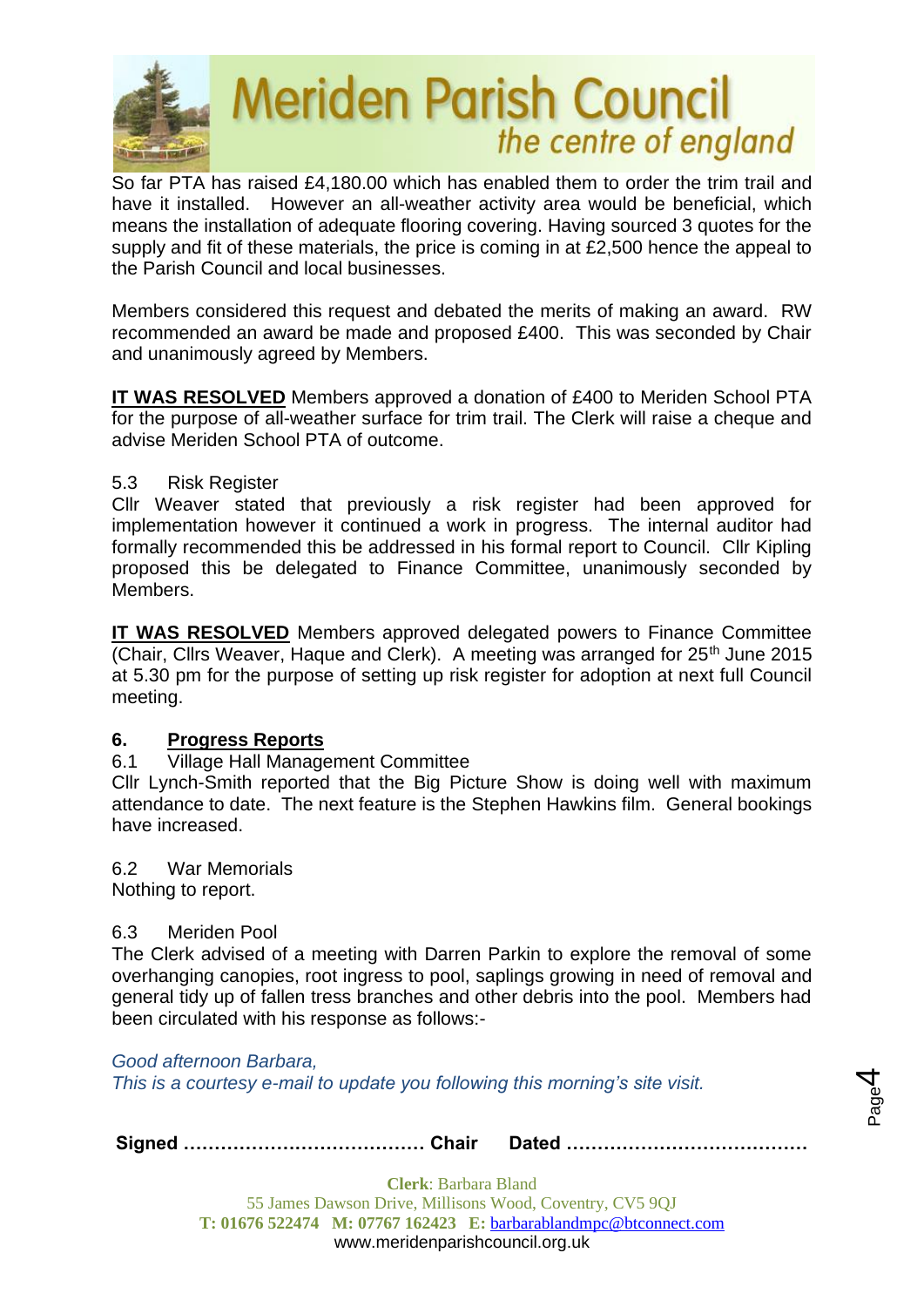So far PTA has raised £4,180.00 which has enabled them to order the trim trail and have it installed. However an all-weather activity area would be beneficial, which means the installation of adequate flooring covering. Having sourced 3 quotes for the supply and fit of these materials, the price is coming in at £2,500 hence the appeal to the Parish Council and local businesses.

Members considered this request and debated the merits of making an award. RW recommended an award be made and proposed £400. This was seconded by Chair and unanimously agreed by Members.

**IT WAS RESOLVED** Members approved a donation of £400 to Meriden School PTA for the purpose of all-weather surface for trim trail. The Clerk will raise a cheque and advise Meriden School PTA of outcome.

5.3 Risk Register

Cllr Weaver stated that previously a risk register had been approved for implementation however it continued a work in progress. The internal auditor had formally recommended this be addressed in his formal report to Council. Cllr Kipling proposed this be delegated to Finance Committee, unanimously seconded by Members.

**IT WAS RESOLVED** Members approved delegated powers to Finance Committee (Chair, Cllrs Weaver, Haque and Clerk). A meeting was arranged for 25th June 2015 at 5.30 pm for the purpose of setting up risk register for adoption at next full Council meeting.

## 6. Progress Reports

6.1 Village Hall Management Committee

Cllr Lynch-Smith reported that the Big Picture Show is doing well with maximum attendance to date. The next feature is the Stephen Hawkins film. General bookings have increased.

6.2 War Memorials

Nothing to report.

6.3 Meriden Pool

The Clerk advised of a meeting with Darren Parkin to explore the removal of some overhanging canopies, root ingress to pool, saplings growing in need of removal and general tidy up of fallen tress branches and other debris into the pool. Members had been circulated with his response as follows:-

*Good afternoon Barbara,*
*This is a courtesy e-mail to update you following this morning's site visit.*

**Signed ………………………………… Chair Dated …………………………………**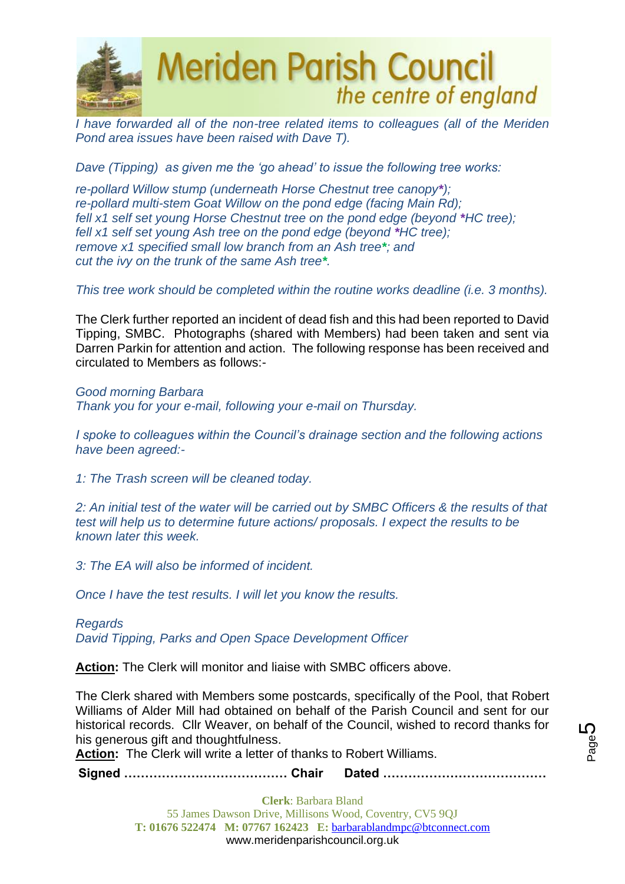*I have forwarded all of the non-tree related items to colleagues (all of the Meriden Pond area issues have been raised with Dave T).*

*Dave (Tipping) as given me the 'go ahead' to issue the following tree works:*

*re-pollard Willow stump (underneath Horse Chestnut tree canopy*\*);*
*re-pollard multi-stem Goat Willow on the pond edge (facing Main Rd);*
*fell x1 self set young Horse Chestnut tree on the pond edge (beyond \*HC tree);*
*fell x1 self set young Ash tree on the pond edge (beyond \*HC tree);*
*remove x1 specified small low branch from an Ash tree\*; and*
*cut the ivy on the trunk of the same Ash tree\*.*

*This tree work should be completed within the routine works deadline (i.e. 3 months).*

The Clerk further reported an incident of dead fish and this had been reported to David Tipping, SMBC. Photographs (shared with Members) had been taken and sent via Darren Parkin for attention and action. The following response has been received and circulated to Members as follows:-

*Good morning Barbara*
*Thank you for your e-mail, following your e-mail on Thursday.*

*I spoke to colleagues within the Council's drainage section and the following actions have been agreed:-*

*1: The Trash screen will be cleaned today.*

*2: An initial test of the water will be carried out by SMBC Officers & the results of that test will help us to determine future actions/ proposals. I expect the results to be known later this week.*

*3: The EA will also be informed of incident.*

*Once I have the test results. I will let you know the results.*

*Regards*
*David Tipping, Parks and Open Space Development Officer*

**Action:** The Clerk will monitor and liaise with SMBC officers above.

The Clerk shared with Members some postcards, specifically of the Pool, that Robert Williams of Alder Mill had obtained on behalf of the Parish Council and sent for our historical records. Cllr Weaver, on behalf of the Council, wished to record thanks for his generous gift and thoughtfulness.
**Action:** The Clerk will write a letter of thanks to Robert Williams.

**Signed ……………………………… Chair Dated ………………………………**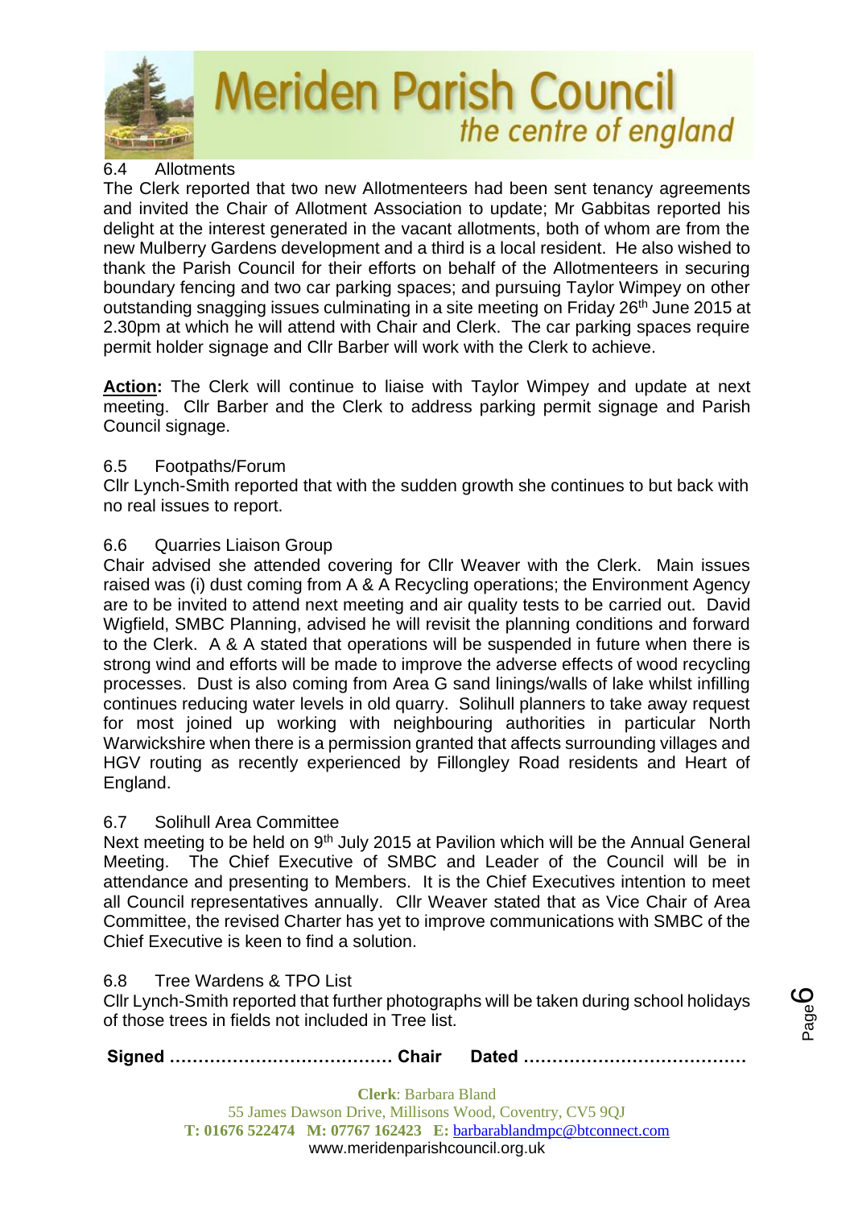6.4 Allotments

The Clerk reported that two new Allotmenteers had been sent tenancy agreements and invited the Chair of Allotment Association to update; Mr Gabbitas reported his delight at the interest generated in the vacant allotments, both of whom are from the new Mulberry Gardens development and a third is a local resident. He also wished to thank the Parish Council for their efforts on behalf of the Allotmenteers in securing boundary fencing and two car parking spaces; and pursuing Taylor Wimpey on other outstanding snagging issues culminating in a site meeting on Friday 26th June 2015 at 2.30pm at which he will attend with Chair and Clerk. The car parking spaces require permit holder signage and Cllr Barber will work with the Clerk to achieve.

**Action:** The Clerk will continue to liaise with Taylor Wimpey and update at next meeting. Cllr Barber and the Clerk to address parking permit signage and Parish Council signage.

6.5 Footpaths/Forum

Cllr Lynch-Smith reported that with the sudden growth she continues to but back with no real issues to report.

6.6 Quarries Liaison Group

Chair advised she attended covering for Cllr Weaver with the Clerk. Main issues raised was (i) dust coming from A & A Recycling operations; the Environment Agency are to be invited to attend next meeting and air quality tests to be carried out. David Wigfield, SMBC Planning, advised he will revisit the planning conditions and forward to the Clerk. A & A stated that operations will be suspended in future when there is strong wind and efforts will be made to improve the adverse effects of wood recycling processes. Dust is also coming from Area G sand linings/walls of lake whilst infilling continues reducing water levels in old quarry. Solihull planners to take away request for most joined up working with neighbouring authorities in particular North Warwickshire when there is a permission granted that affects surrounding villages and HGV routing as recently experienced by Fillongley Road residents and Heart of England.

6.7 Solihull Area Committee

Next meeting to be held on 9th July 2015 at Pavilion which will be the Annual General Meeting. The Chief Executive of SMBC and Leader of the Council will be in attendance and presenting to Members. It is the Chief Executives intention to meet all Council representatives annually. Cllr Weaver stated that as Vice Chair of Area Committee, the revised Charter has yet to improve communications with SMBC of the Chief Executive is keen to find a solution.

6.8 Tree Wardens & TPO List

Cllr Lynch-Smith reported that further photographs will be taken during school holidays of those trees in fields not included in Tree list.

**Signed ………………………………… Chair Dated …………………………………**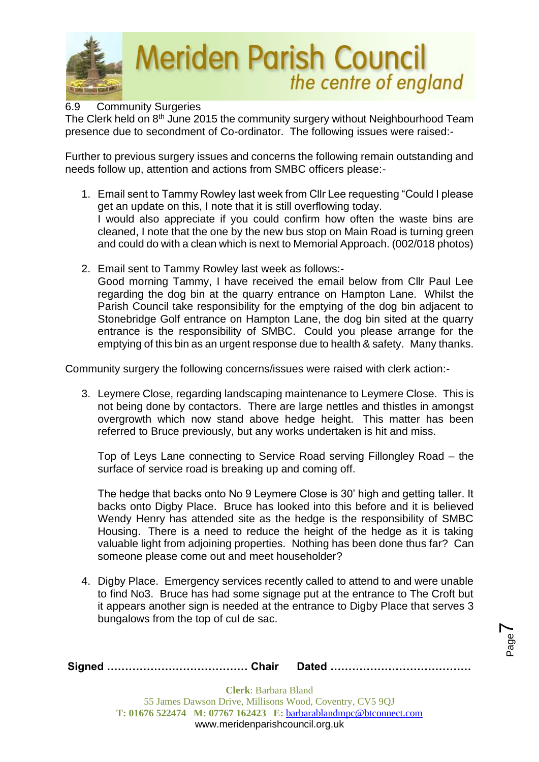6.9 Community Surgeries

The Clerk held on 8th June 2015 the community surgery without Neighbourhood Team presence due to secondment of Co-ordinator. The following issues were raised:-

Further to previous surgery issues and concerns the following remain outstanding and needs follow up, attention and actions from SMBC officers please:-

1. Email sent to Tammy Rowley last week from Cllr Lee requesting "Could I please get an update on this, I note that it is still overflowing today.
   I would also appreciate if you could confirm how often the waste bins are cleaned, I note that the one by the new bus stop on Main Road is turning green and could do with a clean which is next to Memorial Approach. (002/018 photos)

2. Email sent to Tammy Rowley last week as follows:-
   Good morning Tammy, I have received the email below from Cllr Paul Lee regarding the dog bin at the quarry entrance on Hampton Lane. Whilst the Parish Council take responsibility for the emptying of the dog bin adjacent to Stonebridge Golf entrance on Hampton Lane, the dog bin sited at the quarry entrance is the responsibility of SMBC. Could you please arrange for the emptying of this bin as an urgent response due to health & safety. Many thanks.

Community surgery the following concerns/issues were raised with clerk action:-

3. Leymere Close, regarding landscaping maintenance to Leymere Close. This is not being done by contactors. There are large nettles and thistles in amongst overgrowth which now stand above hedge height. This matter has been referred to Bruce previously, but any works undertaken is hit and miss.

   Top of Leys Lane connecting to Service Road serving Fillongley Road – the surface of service road is breaking up and coming off.

   The hedge that backs onto No 9 Leymere Close is 30' high and getting taller. It backs onto Digby Place. Bruce has looked into this before and it is believed Wendy Henry has attended site as the hedge is the responsibility of SMBC Housing. There is a need to reduce the height of the hedge as it is taking valuable light from adjoining properties. Nothing has been done thus far? Can someone please come out and meet householder?

4. Digby Place. Emergency services recently called to attend to and were unable to find No3. Bruce has had some signage put at the entrance to The Croft but it appears another sign is needed at the entrance to Digby Place that serves 3 bungalows from the top of cul de sac.

**Signed ………………………………… Chair Dated …………………………………**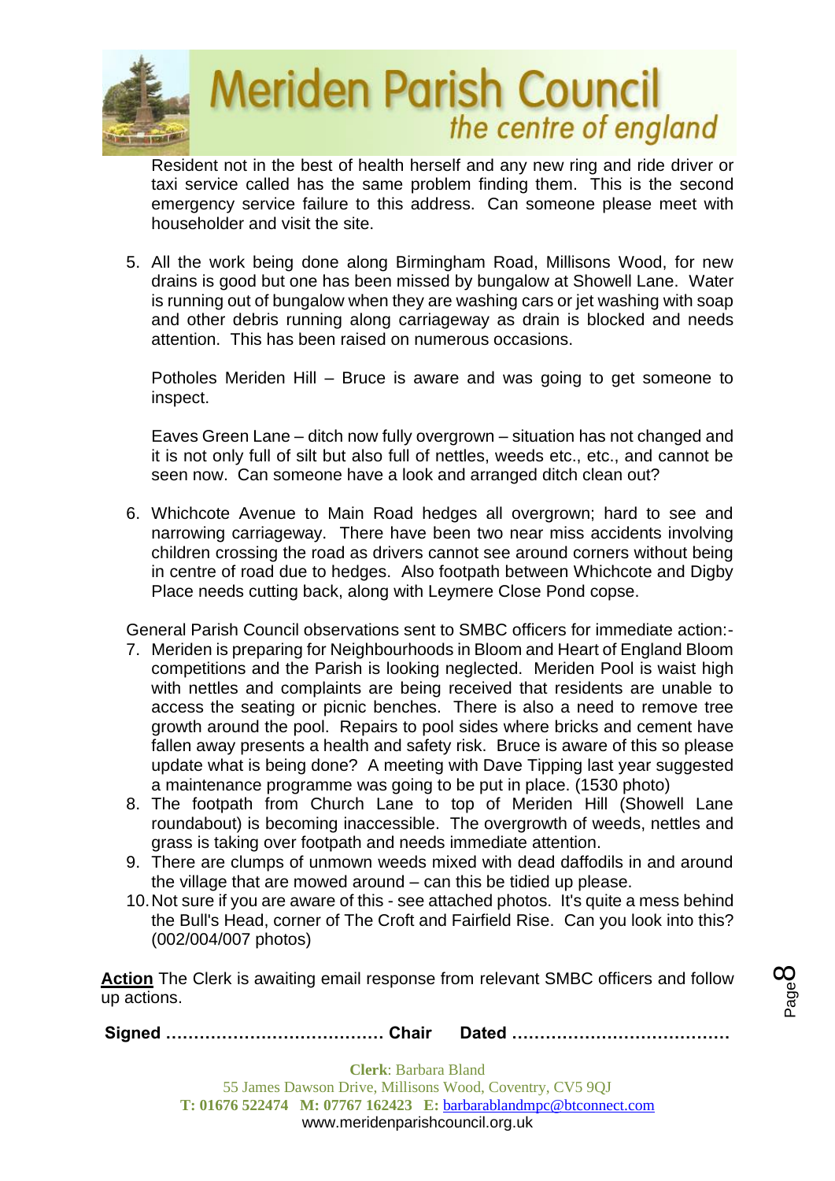Resident not in the best of health herself and any new ring and ride driver or taxi service called has the same problem finding them. This is the second emergency service failure to this address. Can someone please meet with householder and visit the site.

5. All the work being done along Birmingham Road, Millisons Wood, for new drains is good but one has been missed by bungalow at Showell Lane. Water is running out of bungalow when they are washing cars or jet washing with soap and other debris running along carriageway as drain is blocked and needs attention. This has been raised on numerous occasions.

   Potholes Meriden Hill – Bruce is aware and was going to get someone to inspect.

   Eaves Green Lane – ditch now fully overgrown – situation has not changed and it is not only full of silt but also full of nettles, weeds etc., etc., and cannot be seen now. Can someone have a look and arranged ditch clean out?

6. Whichcote Avenue to Main Road hedges all overgrown; hard to see and narrowing carriageway. There have been two near miss accidents involving children crossing the road as drivers cannot see around corners without being in centre of road due to hedges. Also footpath between Whichcote and Digby Place needs cutting back, along with Leymere Close Pond copse.

General Parish Council observations sent to SMBC officers for immediate action:-

7. Meriden is preparing for Neighbourhoods in Bloom and Heart of England Bloom competitions and the Parish is looking neglected. Meriden Pool is waist high with nettles and complaints are being received that residents are unable to access the seating or picnic benches. There is also a need to remove tree growth around the pool. Repairs to pool sides where bricks and cement have fallen away presents a health and safety risk. Bruce is aware of this so please update what is being done? A meeting with Dave Tipping last year suggested a maintenance programme was going to be put in place. (1530 photo)
8. The footpath from Church Lane to top of Meriden Hill (Showell Lane roundabout) is becoming inaccessible. The overgrowth of weeds, nettles and grass is taking over footpath and needs immediate attention.
9. There are clumps of unmown weeds mixed with dead daffodils in and around the village that are mowed around – can this be tidied up please.
10. Not sure if you are aware of this - see attached photos. It's quite a mess behind the Bull's Head, corner of The Croft and Fairfield Rise. Can you look into this? (002/004/007 photos)

**Action** The Clerk is awaiting email response from relevant SMBC officers and follow up actions.

**Signed ………………………………… Chair  Dated …………………………………**

**Clerk**: Barbara Bland
55 James Dawson Drive, Millisons Wood, Coventry, CV5 9QJ
**T: 01676 522474  M: 07767 162423  E:** barbarablandmpc@btconnect.com
www.meridenparishcouncil.org.uk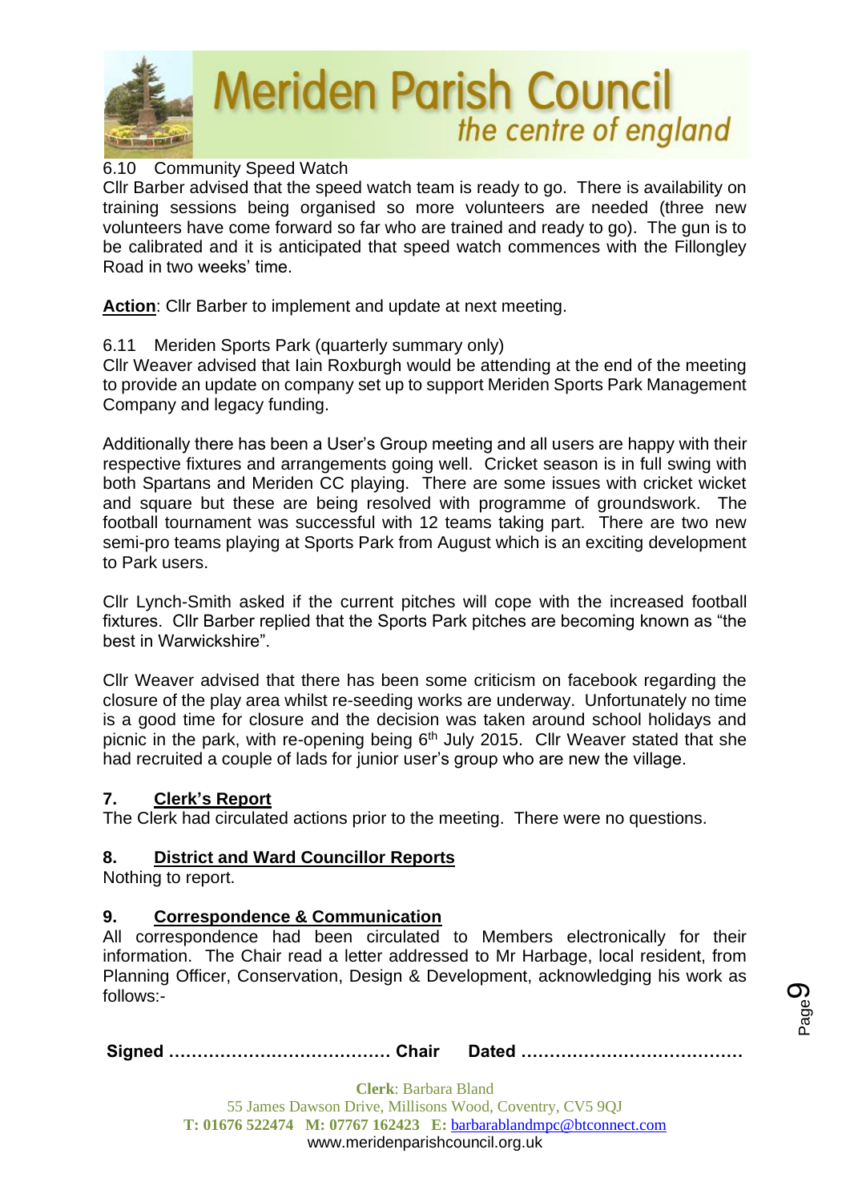6.10 Community Speed Watch

Cllr Barber advised that the speed watch team is ready to go. There is availability on training sessions being organised so more volunteers are needed (three new volunteers have come forward so far who are trained and ready to go). The gun is to be calibrated and it is anticipated that speed watch commences with the Fillongley Road in two weeks' time.

**Action**: Cllr Barber to implement and update at next meeting.

6.11 Meriden Sports Park (quarterly summary only)

Cllr Weaver advised that Iain Roxburgh would be attending at the end of the meeting to provide an update on company set up to support Meriden Sports Park Management Company and legacy funding.

Additionally there has been a User's Group meeting and all users are happy with their respective fixtures and arrangements going well. Cricket season is in full swing with both Spartans and Meriden CC playing. There are some issues with cricket wicket and square but these are being resolved with programme of groundswork. The football tournament was successful with 12 teams taking part. There are two new semi-pro teams playing at Sports Park from August which is an exciting development to Park users.

Cllr Lynch-Smith asked if the current pitches will cope with the increased football fixtures. Cllr Barber replied that the Sports Park pitches are becoming known as "the best in Warwickshire".

Cllr Weaver advised that there has been some criticism on facebook regarding the closure of the play area whilst re-seeding works are underway. Unfortunately no time is a good time for closure and the decision was taken around school holidays and picnic in the park, with re-opening being 6th July 2015. Cllr Weaver stated that she had recruited a couple of lads for junior user's group who are new the village.

## 7. Clerk's Report

The Clerk had circulated actions prior to the meeting. There were no questions.

## 8. District and Ward Councillor Reports

Nothing to report.

## 9. Correspondence & Communication

All correspondence had been circulated to Members electronically for their information. The Chair read a letter addressed to Mr Harbage, local resident, from Planning Officer, Conservation, Design & Development, acknowledging his work as follows:-

**Signed ………………………………… Chair Dated …………………………………**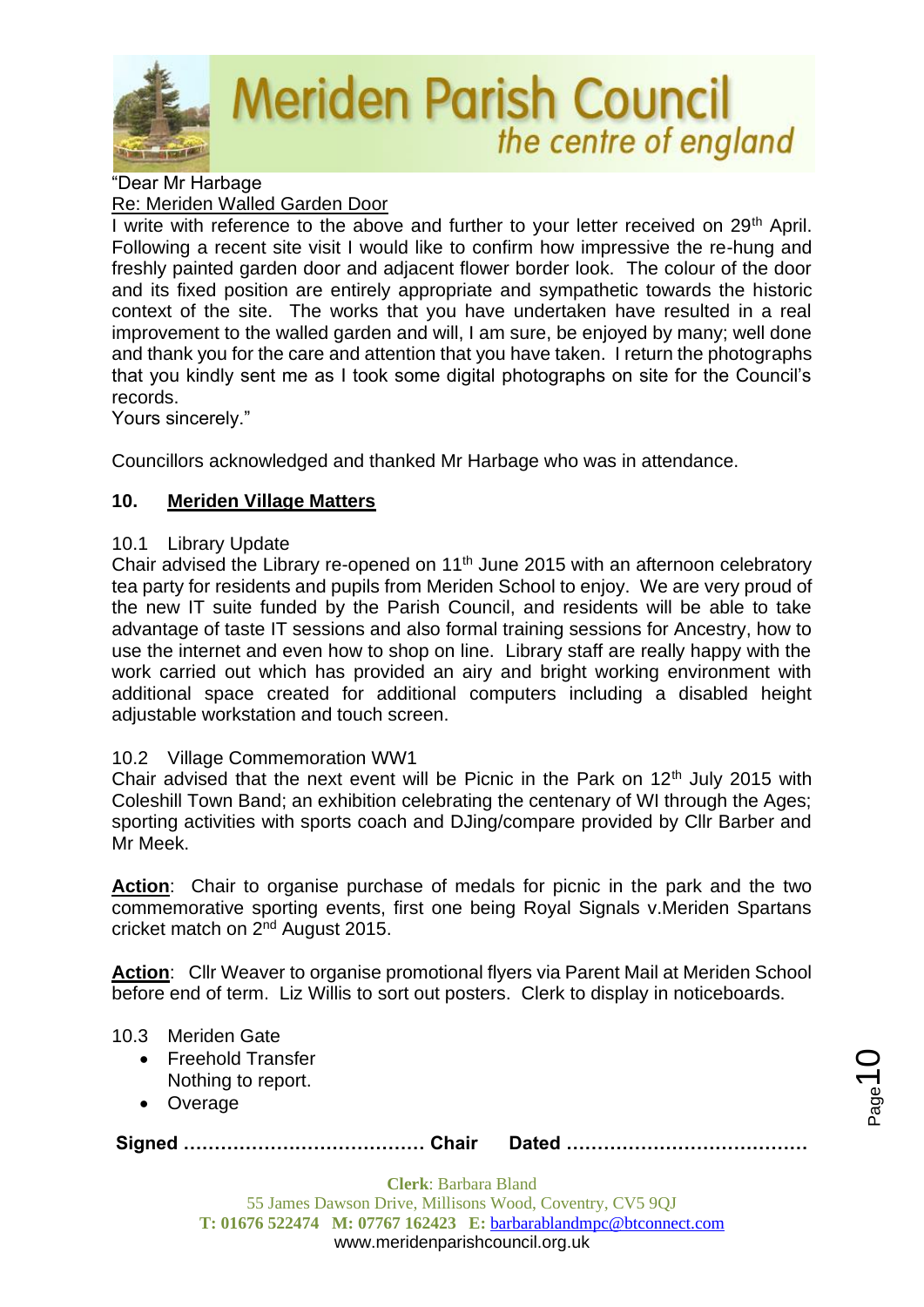"Dear Mr Harbage

Re: Meriden Walled Garden Door

I write with reference to the above and further to your letter received on 29th April. Following a recent site visit I would like to confirm how impressive the re-hung and freshly painted garden door and adjacent flower border look. The colour of the door and its fixed position are entirely appropriate and sympathetic towards the historic context of the site. The works that you have undertaken have resulted in a real improvement to the walled garden and will, I am sure, be enjoyed by many; well done and thank you for the care and attention that you have taken. I return the photographs that you kindly sent me as I took some digital photographs on site for the Council's records.

Yours sincerely."

Councillors acknowledged and thanked Mr Harbage who was in attendance.

## 10. Meriden Village Matters

10.1 Library Update

Chair advised the Library re-opened on 11th June 2015 with an afternoon celebratory tea party for residents and pupils from Meriden School to enjoy. We are very proud of the new IT suite funded by the Parish Council, and residents will be able to take advantage of taste IT sessions and also formal training sessions for Ancestry, how to use the internet and even how to shop on line. Library staff are really happy with the work carried out which has provided an airy and bright working environment with additional space created for additional computers including a disabled height adjustable workstation and touch screen.

10.2 Village Commemoration WW1

Chair advised that the next event will be Picnic in the Park on 12th July 2015 with Coleshill Town Band; an exhibition celebrating the centenary of WI through the Ages; sporting activities with sports coach and DJing/compare provided by Cllr Barber and Mr Meek.

**Action**: Chair to organise purchase of medals for picnic in the park and the two commemorative sporting events, first one being Royal Signals v.Meriden Spartans cricket match on 2nd August 2015.

**Action**: Cllr Weaver to organise promotional flyers via Parent Mail at Meriden School before end of term. Liz Willis to sort out posters. Clerk to display in noticeboards.

10.3 Meriden Gate

- Freehold Transfer
  Nothing to report.
- Overage

**Signed ………………………………… Chair Dated …………………………………**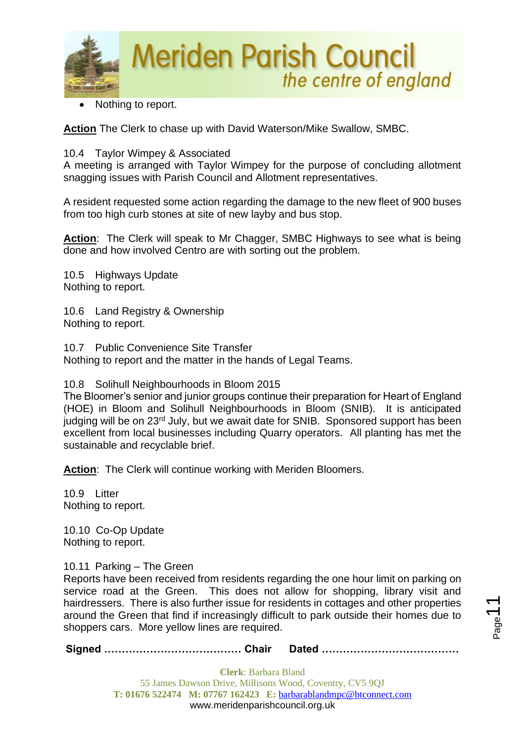- Nothing to report.

**Action** The Clerk to chase up with David Waterson/Mike Swallow, SMBC.

10.4 Taylor Wimpey & Associated
A meeting is arranged with Taylor Wimpey for the purpose of concluding allotment snagging issues with Parish Council and Allotment representatives.

A resident requested some action regarding the damage to the new fleet of 900 buses from too high curb stones at site of new layby and bus stop.

**Action**: The Clerk will speak to Mr Chagger, SMBC Highways to see what is being done and how involved Centro are with sorting out the problem.

10.5 Highways Update
Nothing to report.

10.6 Land Registry & Ownership
Nothing to report.

10.7 Public Convenience Site Transfer
Nothing to report and the matter in the hands of Legal Teams.

10.8 Solihull Neighbourhoods in Bloom 2015
The Bloomer's senior and junior groups continue their preparation for Heart of England (HOE) in Bloom and Solihull Neighbourhoods in Bloom (SNIB). It is anticipated judging will be on 23rd July, but we await date for SNIB. Sponsored support has been excellent from local businesses including Quarry operators. All planting has met the sustainable and recyclable brief.

**Action**: The Clerk will continue working with Meriden Bloomers.

10.9 Litter
Nothing to report.

10.10 Co-Op Update
Nothing to report.

10.11 Parking – The Green
Reports have been received from residents regarding the one hour limit on parking on service road at the Green. This does not allow for shopping, library visit and hairdressers. There is also further issue for residents in cottages and other properties around the Green that find if increasingly difficult to park outside their homes due to shoppers cars. More yellow lines are required.

**Signed ………………………………… Chair Dated …………………………………**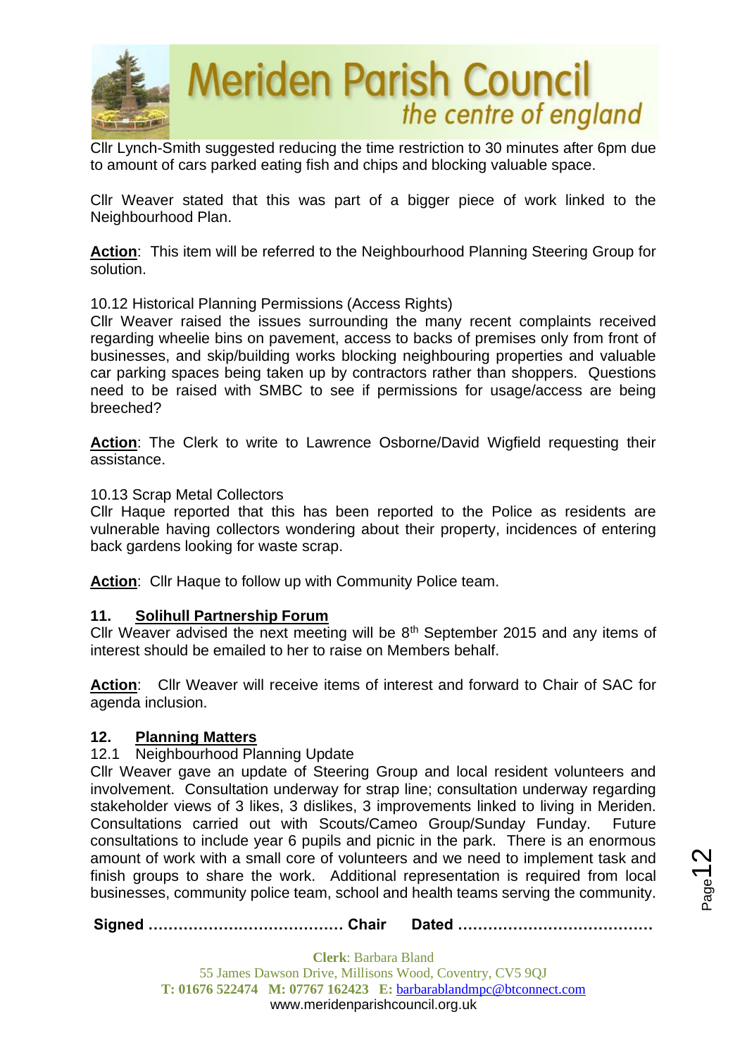Cllr Lynch-Smith suggested reducing the time restriction to 30 minutes after 6pm due to amount of cars parked eating fish and chips and blocking valuable space.

Cllr Weaver stated that this was part of a bigger piece of work linked to the Neighbourhood Plan.

**Action**: This item will be referred to the Neighbourhood Planning Steering Group for solution.

10.12 Historical Planning Permissions (Access Rights)
Cllr Weaver raised the issues surrounding the many recent complaints received regarding wheelie bins on pavement, access to backs of premises only from front of businesses, and skip/building works blocking neighbouring properties and valuable car parking spaces being taken up by contractors rather than shoppers. Questions need to be raised with SMBC to see if permissions for usage/access are being breeched?

**Action**: The Clerk to write to Lawrence Osborne/David Wigfield requesting their assistance.

10.13 Scrap Metal Collectors
Cllr Haque reported that this has been reported to the Police as residents are vulnerable having collectors wondering about their property, incidences of entering back gardens looking for waste scrap.

**Action**: Cllr Haque to follow up with Community Police team.

## 11. Solihull Partnership Forum

Cllr Weaver advised the next meeting will be 8th September 2015 and any items of interest should be emailed to her to raise on Members behalf.

**Action**: Cllr Weaver will receive items of interest and forward to Chair of SAC for agenda inclusion.

## 12. Planning Matters

12.1 Neighbourhood Planning Update
Cllr Weaver gave an update of Steering Group and local resident volunteers and involvement. Consultation underway for strap line; consultation underway regarding stakeholder views of 3 likes, 3 dislikes, 3 improvements linked to living in Meriden. Consultations carried out with Scouts/Cameo Group/Sunday Funday. Future consultations to include year 6 pupils and picnic in the park. There is an enormous amount of work with a small core of volunteers and we need to implement task and finish groups to share the work. Additional representation is required from local businesses, community police team, school and health teams serving the community.

**Signed ………………………………… Chair Dated …………………………………**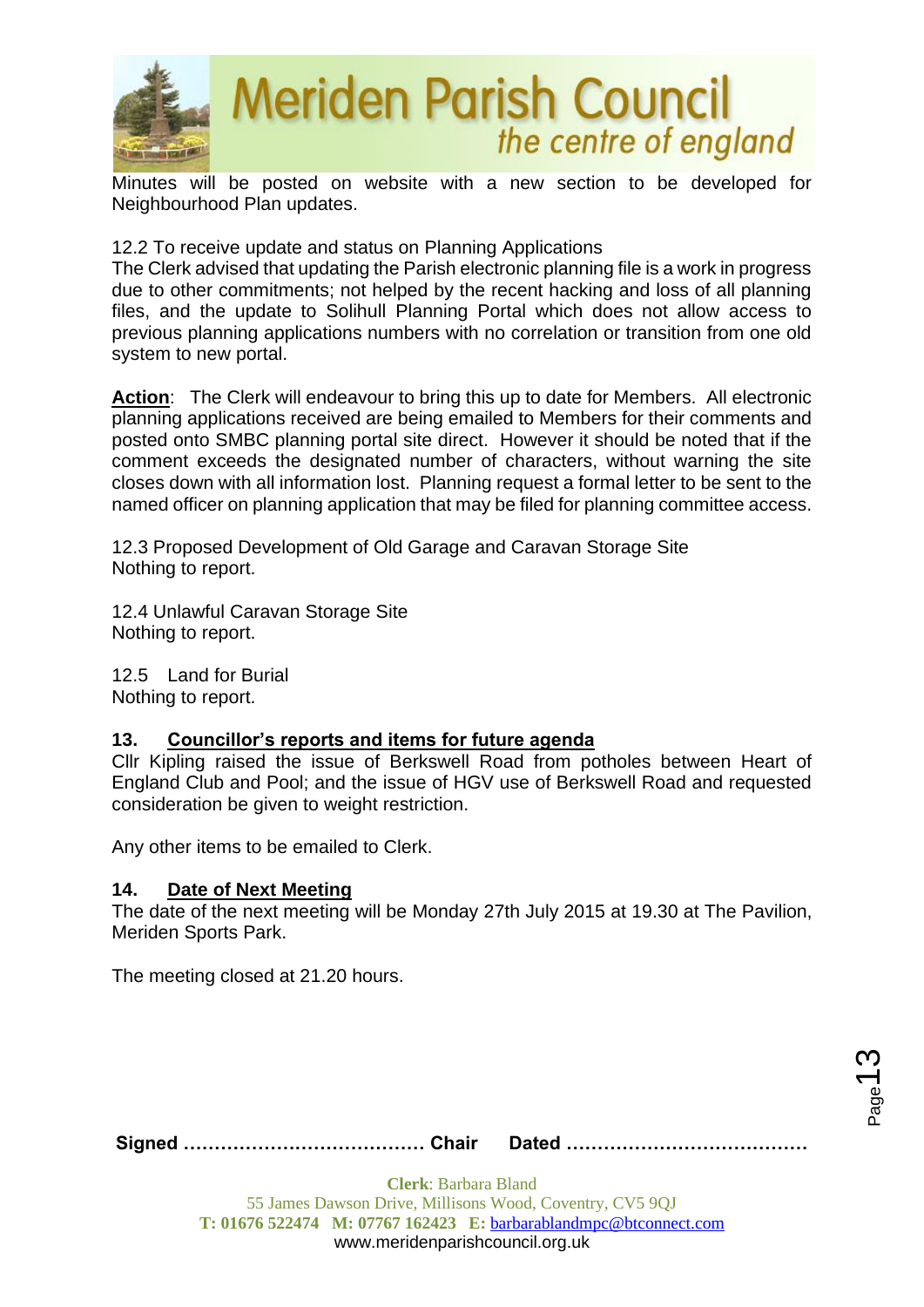Minutes will be posted on website with a new section to be developed for Neighbourhood Plan updates.

12.2 To receive update and status on Planning Applications
The Clerk advised that updating the Parish electronic planning file is a work in progress due to other commitments; not helped by the recent hacking and loss of all planning files, and the update to Solihull Planning Portal which does not allow access to previous planning applications numbers with no correlation or transition from one old system to new portal.

**Action**: The Clerk will endeavour to bring this up to date for Members. All electronic planning applications received are being emailed to Members for their comments and posted onto SMBC planning portal site direct. However it should be noted that if the comment exceeds the designated number of characters, without warning the site closes down with all information lost. Planning request a formal letter to be sent to the named officer on planning application that may be filed for planning committee access.

12.3 Proposed Development of Old Garage and Caravan Storage Site
Nothing to report.

12.4 Unlawful Caravan Storage Site
Nothing to report.

12.5 Land for Burial
Nothing to report.

## 13. Councillor's reports and items for future agenda

Cllr Kipling raised the issue of Berkswell Road from potholes between Heart of England Club and Pool; and the issue of HGV use of Berkswell Road and requested consideration be given to weight restriction.

Any other items to be emailed to Clerk.

## 14. Date of Next Meeting

The date of the next meeting will be Monday 27th July 2015 at 19.30 at The Pavilion, Meriden Sports Park.

The meeting closed at 21.20 hours.

**Signed ………………………………… Chair Dated …………………………………**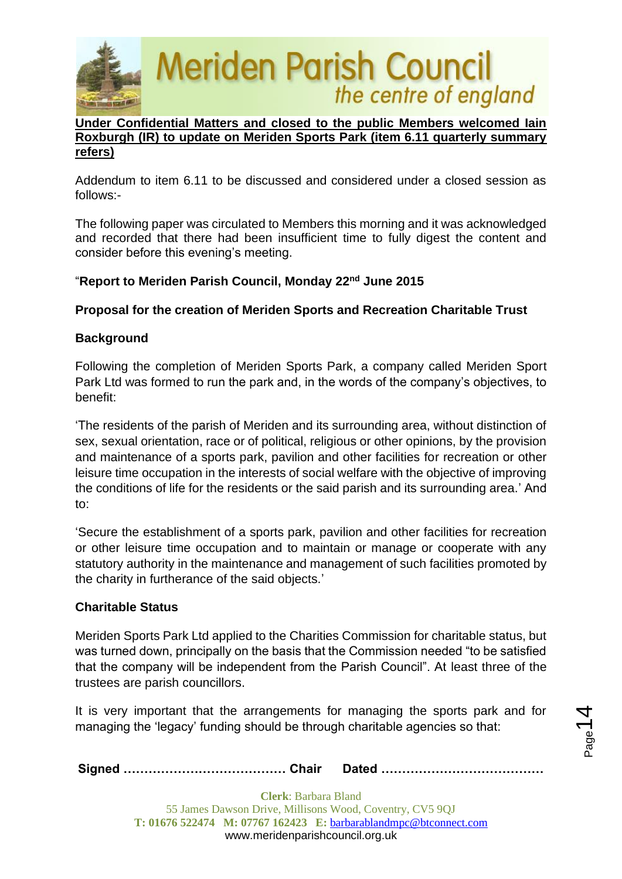**<u>Under Confidential Matters and closed to the public Members welcomed Iain Roxburgh (IR) to update on Meriden Sports Park (item 6.11 quarterly summary refers)</u>**

Addendum to item 6.11 to be discussed and considered under a closed session as follows:-

The following paper was circulated to Members this morning and it was acknowledged and recorded that there had been insufficient time to fully digest the content and consider before this evening's meeting.

"**Report to Meriden Parish Council, Monday 22nd June 2015**

**Proposal for the creation of Meriden Sports and Recreation Charitable Trust**

**Background**

Following the completion of Meriden Sports Park, a company called Meriden Sport Park Ltd was formed to run the park and, in the words of the company's objectives, to benefit:

'The residents of the parish of Meriden and its surrounding area, without distinction of sex, sexual orientation, race or of political, religious or other opinions, by the provision and maintenance of a sports park, pavilion and other facilities for recreation or other leisure time occupation in the interests of social welfare with the objective of improving the conditions of life for the residents or the said parish and its surrounding area.' And to:

'Secure the establishment of a sports park, pavilion and other facilities for recreation or other leisure time occupation and to maintain or manage or cooperate with any statutory authority in the maintenance and management of such facilities promoted by the charity in furtherance of the said objects.'

**Charitable Status**

Meriden Sports Park Ltd applied to the Charities Commission for charitable status, but was turned down, principally on the basis that the Commission needed "to be satisfied that the company will be independent from the Parish Council". At least three of the trustees are parish councillors.

It is very important that the arrangements for managing the sports park and for managing the 'legacy' funding should be through charitable agencies so that:

**Signed ………………………………… Chair Dated …………………………………**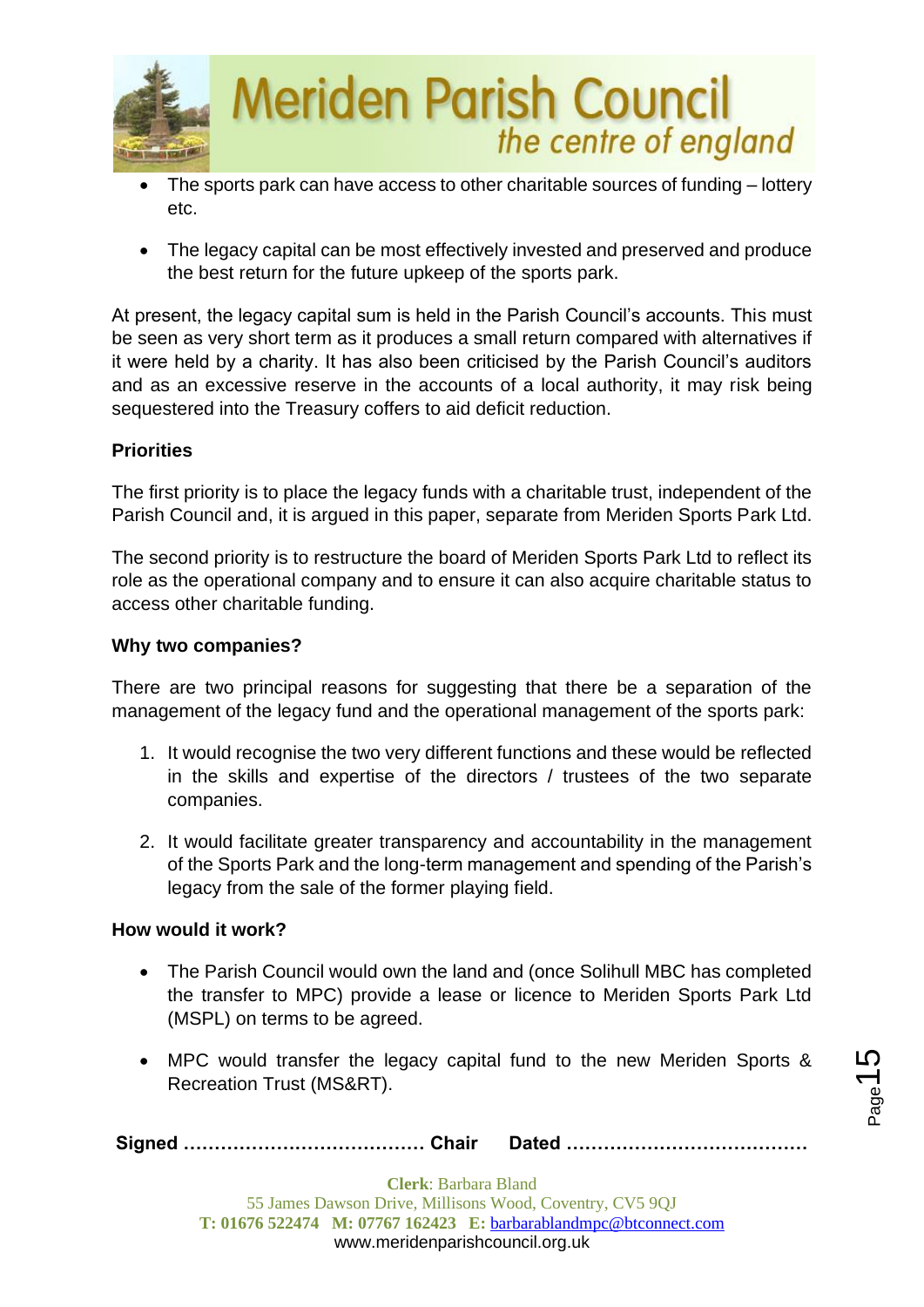- The sports park can have access to other charitable sources of funding – lottery etc.

- The legacy capital can be most effectively invested and preserved and produce the best return for the future upkeep of the sports park.

At present, the legacy capital sum is held in the Parish Council's accounts. This must be seen as very short term as it produces a small return compared with alternatives if it were held by a charity. It has also been criticised by the Parish Council's auditors and as an excessive reserve in the accounts of a local authority, it may risk being sequestered into the Treasury coffers to aid deficit reduction.

**Priorities**

The first priority is to place the legacy funds with a charitable trust, independent of the Parish Council and, it is argued in this paper, separate from Meriden Sports Park Ltd.

The second priority is to restructure the board of Meriden Sports Park Ltd to reflect its role as the operational company and to ensure it can also acquire charitable status to access other charitable funding.

**Why two companies?**

There are two principal reasons for suggesting that there be a separation of the management of the legacy fund and the operational management of the sports park:

1. It would recognise the two very different functions and these would be reflected in the skills and expertise of the directors / trustees of the two separate companies.

2. It would facilitate greater transparency and accountability in the management of the Sports Park and the long-term management and spending of the Parish's legacy from the sale of the former playing field.

**How would it work?**

- The Parish Council would own the land and (once Solihull MBC has completed the transfer to MPC) provide a lease or licence to Meriden Sports Park Ltd (MSPL) on terms to be agreed.

- MPC would transfer the legacy capital fund to the new Meriden Sports & Recreation Trust (MS&RT).

**Signed ………………………………… Chair Dated …………………………………**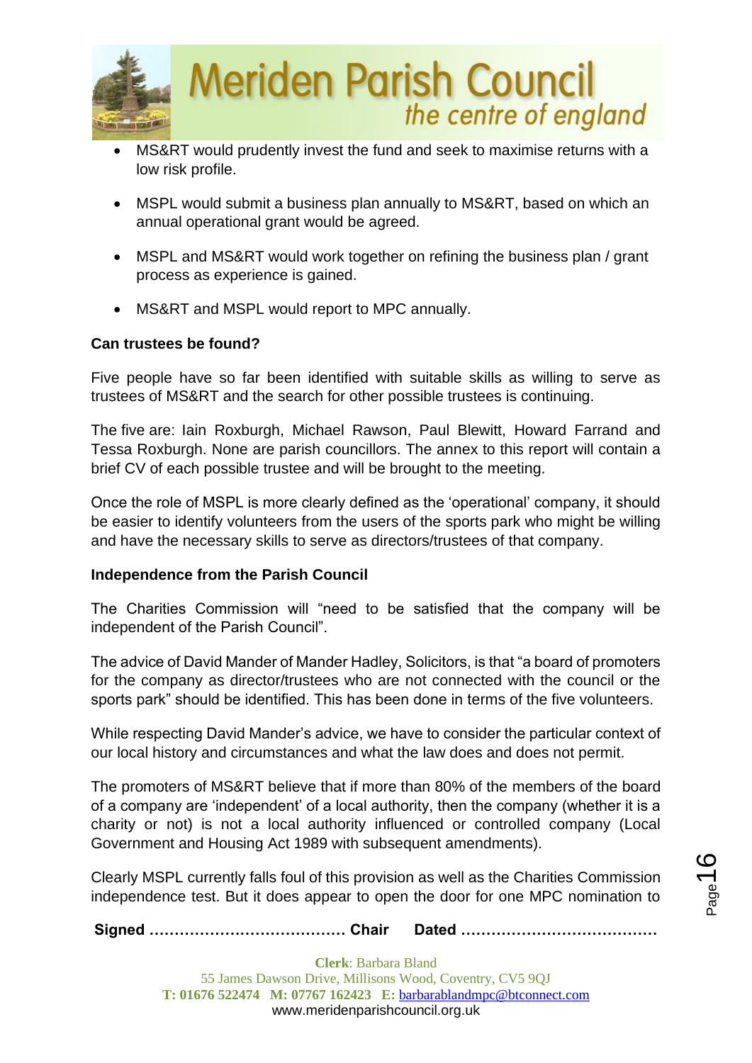- MS&RT would prudently invest the fund and seek to maximise returns with a low risk profile.
- MSPL would submit a business plan annually to MS&RT, based on which an annual operational grant would be agreed.
- MSPL and MS&RT would work together on refining the business plan / grant process as experience is gained.
- MS&RT and MSPL would report to MPC annually.

**Can trustees be found?**

Five people have so far been identified with suitable skills as willing to serve as trustees of MS&RT and the search for other possible trustees is continuing.

The five are: Iain Roxburgh, Michael Rawson, Paul Blewitt, Howard Farrand and Tessa Roxburgh. None are parish councillors. The annex to this report will contain a brief CV of each possible trustee and will be brought to the meeting.

Once the role of MSPL is more clearly defined as the 'operational' company, it should be easier to identify volunteers from the users of the sports park who might be willing and have the necessary skills to serve as directors/trustees of that company.

**Independence from the Parish Council**

The Charities Commission will "need to be satisfied that the company will be independent of the Parish Council".

The advice of David Mander of Mander Hadley, Solicitors, is that "a board of promoters for the company as director/trustees who are not connected with the council or the sports park" should be identified. This has been done in terms of the five volunteers.

While respecting David Mander's advice, we have to consider the particular context of our local history and circumstances and what the law does and does not permit.

The promoters of MS&RT believe that if more than 80% of the members of the board of a company are 'independent' of a local authority, then the company (whether it is a charity or not) is not a local authority influenced or controlled company (Local Government and Housing Act 1989 with subsequent amendments).

Clearly MSPL currently falls foul of this provision as well as the Charities Commission independence test. But it does appear to open the door for one MPC nomination to

**Signed ………………………………… Chair Dated …………………………………**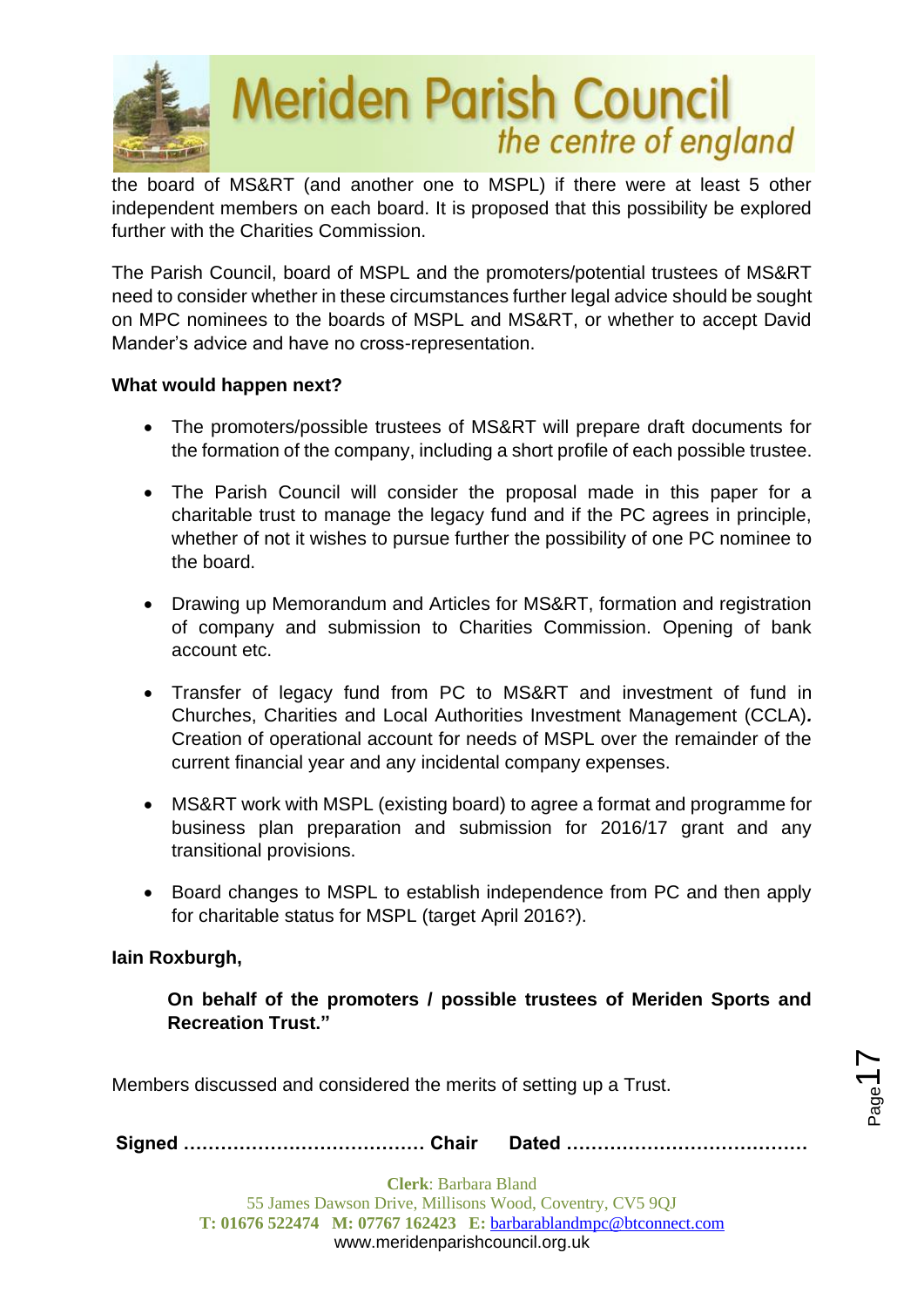the board of MS&RT (and another one to MSPL) if there were at least 5 other independent members on each board. It is proposed that this possibility be explored further with the Charities Commission.

The Parish Council, board of MSPL and the promoters/potential trustees of MS&RT need to consider whether in these circumstances further legal advice should be sought on MPC nominees to the boards of MSPL and MS&RT, or whether to accept David Mander's advice and have no cross-representation.

**What would happen next?**

- The promoters/possible trustees of MS&RT will prepare draft documents for the formation of the company, including a short profile of each possible trustee.
- The Parish Council will consider the proposal made in this paper for a charitable trust to manage the legacy fund and if the PC agrees in principle, whether of not it wishes to pursue further the possibility of one PC nominee to the board.
- Drawing up Memorandum and Articles for MS&RT, formation and registration of company and submission to Charities Commission. Opening of bank account etc.
- Transfer of legacy fund from PC to MS&RT and investment of fund in Churches, Charities and Local Authorities Investment Management (CCLA)***.*** Creation of operational account for needs of MSPL over the remainder of the current financial year and any incidental company expenses.
- MS&RT work with MSPL (existing board) to agree a format and programme for business plan preparation and submission for 2016/17 grant and any transitional provisions.
- Board changes to MSPL to establish independence from PC and then apply for charitable status for MSPL (target April 2016?).

**Iain Roxburgh,**

**On behalf of the promoters / possible trustees of Meriden Sports and Recreation Trust."**

Members discussed and considered the merits of setting up a Trust.

**Signed ………………………………… Chair Dated …………………………………**

**Clerk**: Barbara Bland
55 James Dawson Drive, Millisons Wood, Coventry, CV5 9QJ
**T: 01676 522474 M: 07767 162423 E:** barbarablandmpc@btconnect.com
www.meridenparishcouncil.org.uk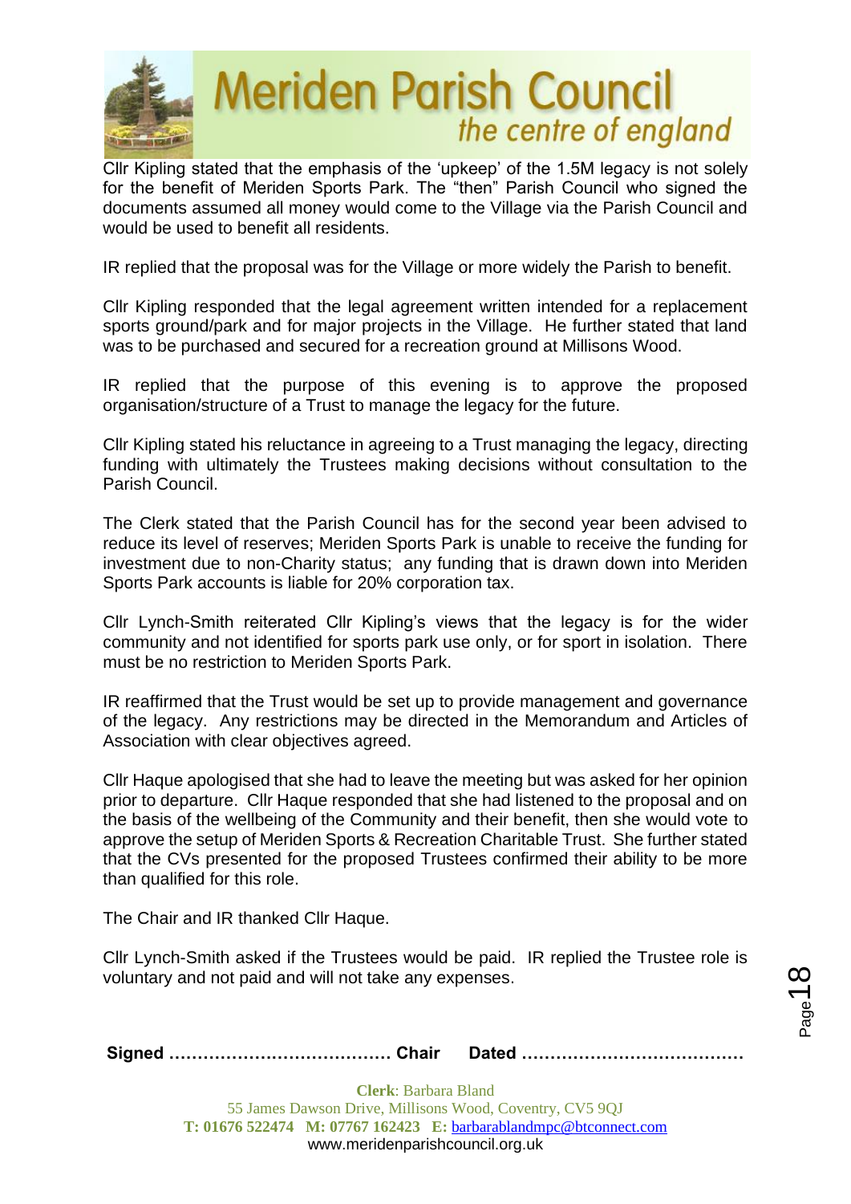Cllr Kipling stated that the emphasis of the 'upkeep' of the 1.5M legacy is not solely for the benefit of Meriden Sports Park. The "then" Parish Council who signed the documents assumed all money would come to the Village via the Parish Council and would be used to benefit all residents.

IR replied that the proposal was for the Village or more widely the Parish to benefit.

Cllr Kipling responded that the legal agreement written intended for a replacement sports ground/park and for major projects in the Village. He further stated that land was to be purchased and secured for a recreation ground at Millisons Wood.

IR replied that the purpose of this evening is to approve the proposed organisation/structure of a Trust to manage the legacy for the future.

Cllr Kipling stated his reluctance in agreeing to a Trust managing the legacy, directing funding with ultimately the Trustees making decisions without consultation to the Parish Council.

The Clerk stated that the Parish Council has for the second year been advised to reduce its level of reserves; Meriden Sports Park is unable to receive the funding for investment due to non-Charity status; any funding that is drawn down into Meriden Sports Park accounts is liable for 20% corporation tax.

Cllr Lynch-Smith reiterated Cllr Kipling's views that the legacy is for the wider community and not identified for sports park use only, or for sport in isolation. There must be no restriction to Meriden Sports Park.

IR reaffirmed that the Trust would be set up to provide management and governance of the legacy. Any restrictions may be directed in the Memorandum and Articles of Association with clear objectives agreed.

Cllr Haque apologised that she had to leave the meeting but was asked for her opinion prior to departure. Cllr Haque responded that she had listened to the proposal and on the basis of the wellbeing of the Community and their benefit, then she would vote to approve the setup of Meriden Sports & Recreation Charitable Trust. She further stated that the CVs presented for the proposed Trustees confirmed their ability to be more than qualified for this role.

The Chair and IR thanked Cllr Haque.

Cllr Lynch-Smith asked if the Trustees would be paid. IR replied the Trustee role is voluntary and not paid and will not take any expenses.

**Signed ………………………………… Chair Dated …………………………………**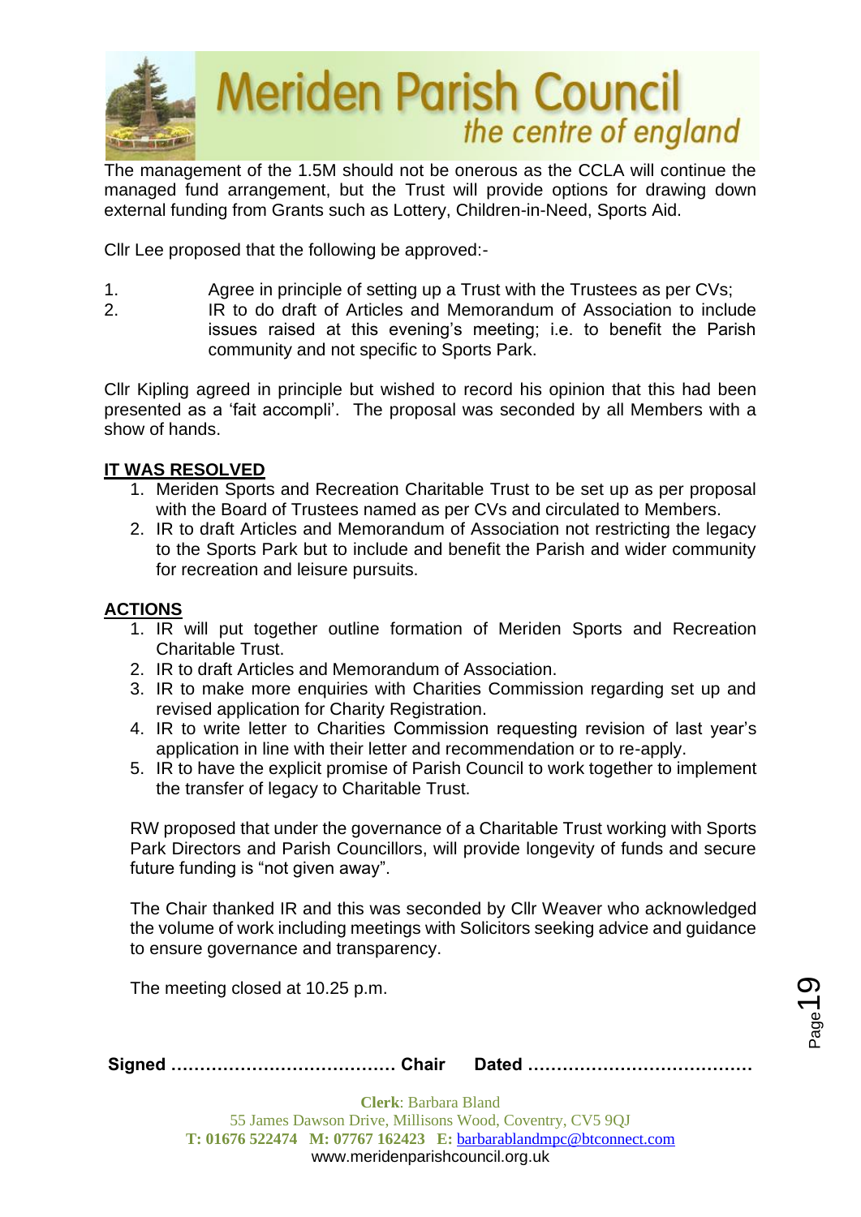The management of the 1.5M should not be onerous as the CCLA will continue the managed fund arrangement, but the Trust will provide options for drawing down external funding from Grants such as Lottery, Children-in-Need, Sports Aid.

Cllr Lee proposed that the following be approved:-

1. Agree in principle of setting up a Trust with the Trustees as per CVs;
2. IR to do draft of Articles and Memorandum of Association to include issues raised at this evening's meeting; i.e. to benefit the Parish community and not specific to Sports Park.

Cllr Kipling agreed in principle but wished to record his opinion that this had been presented as a 'fait accompli'. The proposal was seconded by all Members with a show of hands.

**IT WAS RESOLVED**

1. Meriden Sports and Recreation Charitable Trust to be set up as per proposal with the Board of Trustees named as per CVs and circulated to Members.
2. IR to draft Articles and Memorandum of Association not restricting the legacy to the Sports Park but to include and benefit the Parish and wider community for recreation and leisure pursuits.

**ACTIONS**

1. IR will put together outline formation of Meriden Sports and Recreation Charitable Trust.
2. IR to draft Articles and Memorandum of Association.
3. IR to make more enquiries with Charities Commission regarding set up and revised application for Charity Registration.
4. IR to write letter to Charities Commission requesting revision of last year's application in line with their letter and recommendation or to re-apply.
5. IR to have the explicit promise of Parish Council to work together to implement the transfer of legacy to Charitable Trust.

RW proposed that under the governance of a Charitable Trust working with Sports Park Directors and Parish Councillors, will provide longevity of funds and secure future funding is "not given away".

The Chair thanked IR and this was seconded by Cllr Weaver who acknowledged the volume of work including meetings with Solicitors seeking advice and guidance to ensure governance and transparency.

The meeting closed at 10.25 p.m.

**Signed ………………………………… Chair Dated …………………………………**